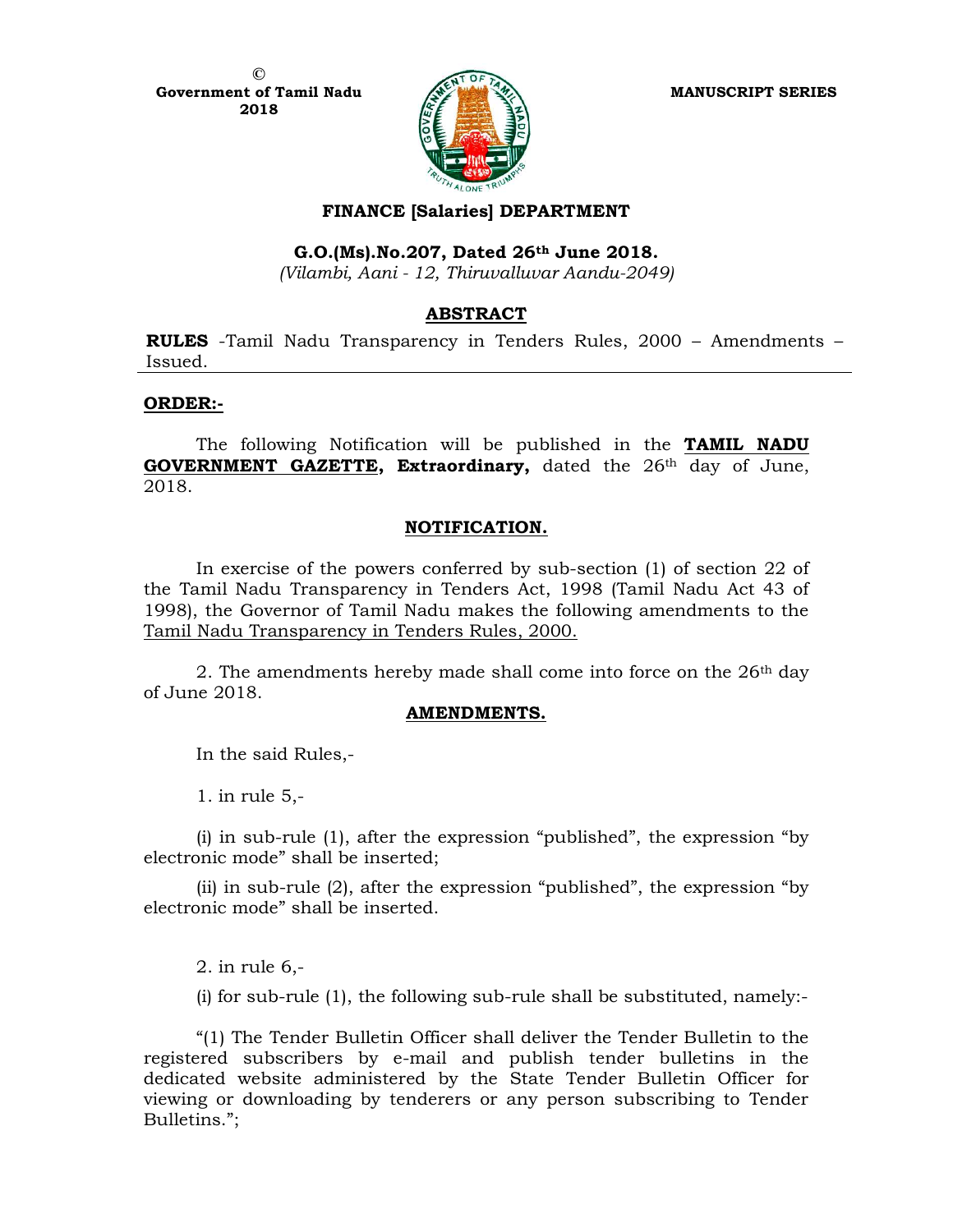©
**Government of Tamil Nadu**
**2018**

**MANUSCRIPT SERIES**

## FINANCE [Salaries] DEPARTMENT

**G.O.(Ms).No.207, Dated 26th June 2018.**
*(Vilambi, Aani - 12, Thiruvalluvar Aandu-2049)*

### ABSTRACT

**RULES** -Tamil Nadu Transparency in Tenders Rules, 2000 – Amendments – Issued.

---

**ORDER:-**

The following Notification will be published in the **TAMIL NADU GOVERNMENT GAZETTE, Extraordinary,** dated the 26th day of June, 2018.

### NOTIFICATION.

In exercise of the powers conferred by sub-section (1) of section 22 of the Tamil Nadu Transparency in Tenders Act, 1998 (Tamil Nadu Act 43 of 1998), the Governor of Tamil Nadu makes the following amendments to the Tamil Nadu Transparency in Tenders Rules, 2000.

2. The amendments hereby made shall come into force on the 26th day of June 2018.

### AMENDMENTS.

In the said Rules,-

1. in rule 5,-

(i) in sub-rule (1), after the expression "published", the expression "by electronic mode" shall be inserted;

(ii) in sub-rule (2), after the expression "published", the expression "by electronic mode" shall be inserted.

2. in rule 6,-

(i) for sub-rule (1), the following sub-rule shall be substituted, namely:-

"(1) The Tender Bulletin Officer shall deliver the Tender Bulletin to the registered subscribers by e-mail and publish tender bulletins in the dedicated website administered by the State Tender Bulletin Officer for viewing or downloading by tenderers or any person subscribing to Tender Bulletins.";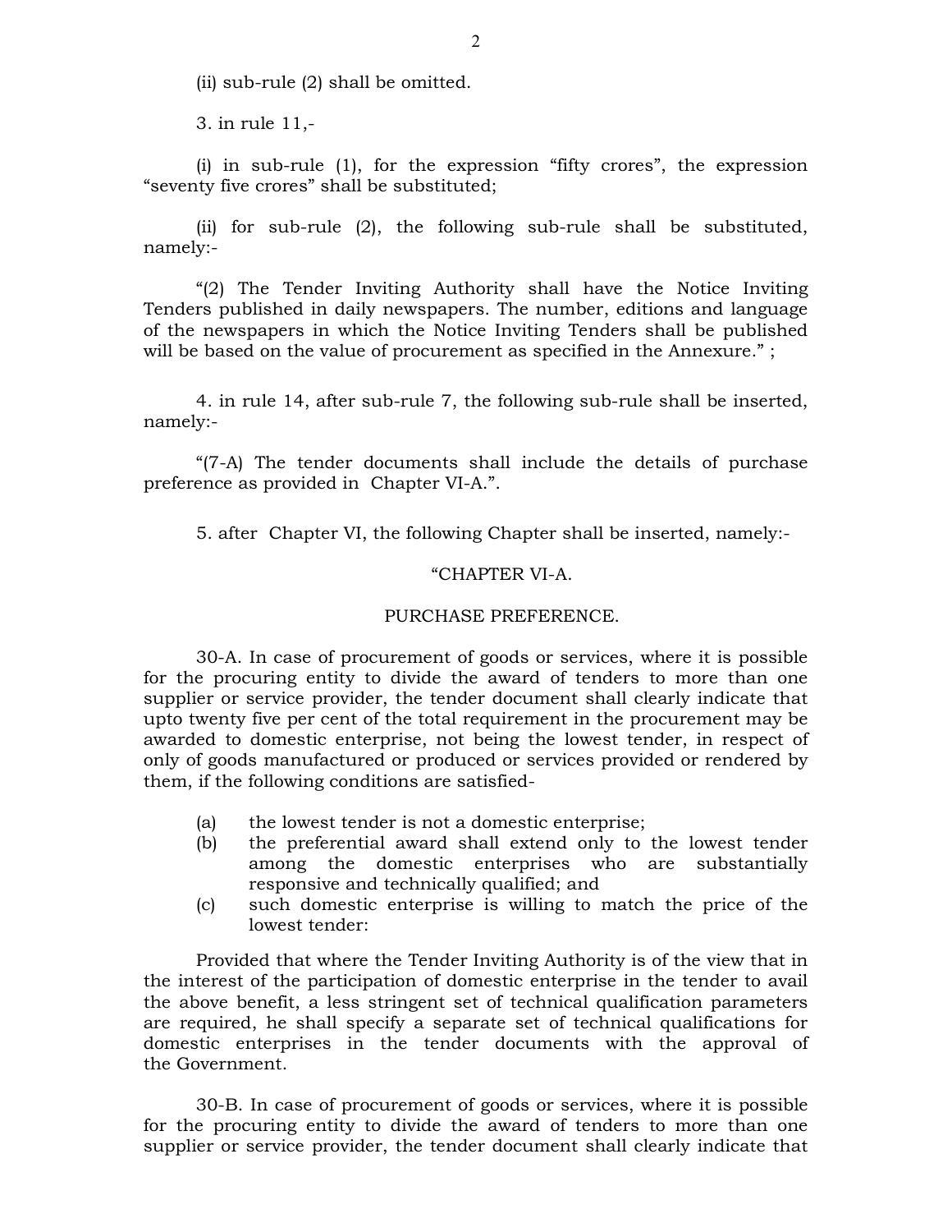(ii) sub-rule (2) shall be omitted.

3. in rule 11,-

(i) in sub-rule (1), for the expression "fifty crores", the expression "seventy five crores" shall be substituted;

(ii) for sub-rule (2), the following sub-rule shall be substituted, namely:-

"(2) The Tender Inviting Authority shall have the Notice Inviting Tenders published in daily newspapers. The number, editions and language of the newspapers in which the Notice Inviting Tenders shall be published will be based on the value of procurement as specified in the Annexure." ;

4. in rule 14, after sub-rule 7, the following sub-rule shall be inserted, namely:-

"(7-A) The tender documents shall include the details of purchase preference as provided in Chapter VI-A.".

5. after Chapter VI, the following Chapter shall be inserted, namely:-

"CHAPTER VI-A.

PURCHASE PREFERENCE.

30-A. In case of procurement of goods or services, where it is possible for the procuring entity to divide the award of tenders to more than one supplier or service provider, the tender document shall clearly indicate that upto twenty five per cent of the total requirement in the procurement may be awarded to domestic enterprise, not being the lowest tender, in respect of only of goods manufactured or produced or services provided or rendered by them, if the following conditions are satisfied-

(a) the lowest tender is not a domestic enterprise;
(b) the preferential award shall extend only to the lowest tender among the domestic enterprises who are substantially responsive and technically qualified; and
(c) such domestic enterprise is willing to match the price of the lowest tender:

Provided that where the Tender Inviting Authority is of the view that in the interest of the participation of domestic enterprise in the tender to avail the above benefit, a less stringent set of technical qualification parameters are required, he shall specify a separate set of technical qualifications for domestic enterprises in the tender documents with the approval of the Government.

30-B. In case of procurement of goods or services, where it is possible for the procuring entity to divide the award of tenders to more than one supplier or service provider, the tender document shall clearly indicate that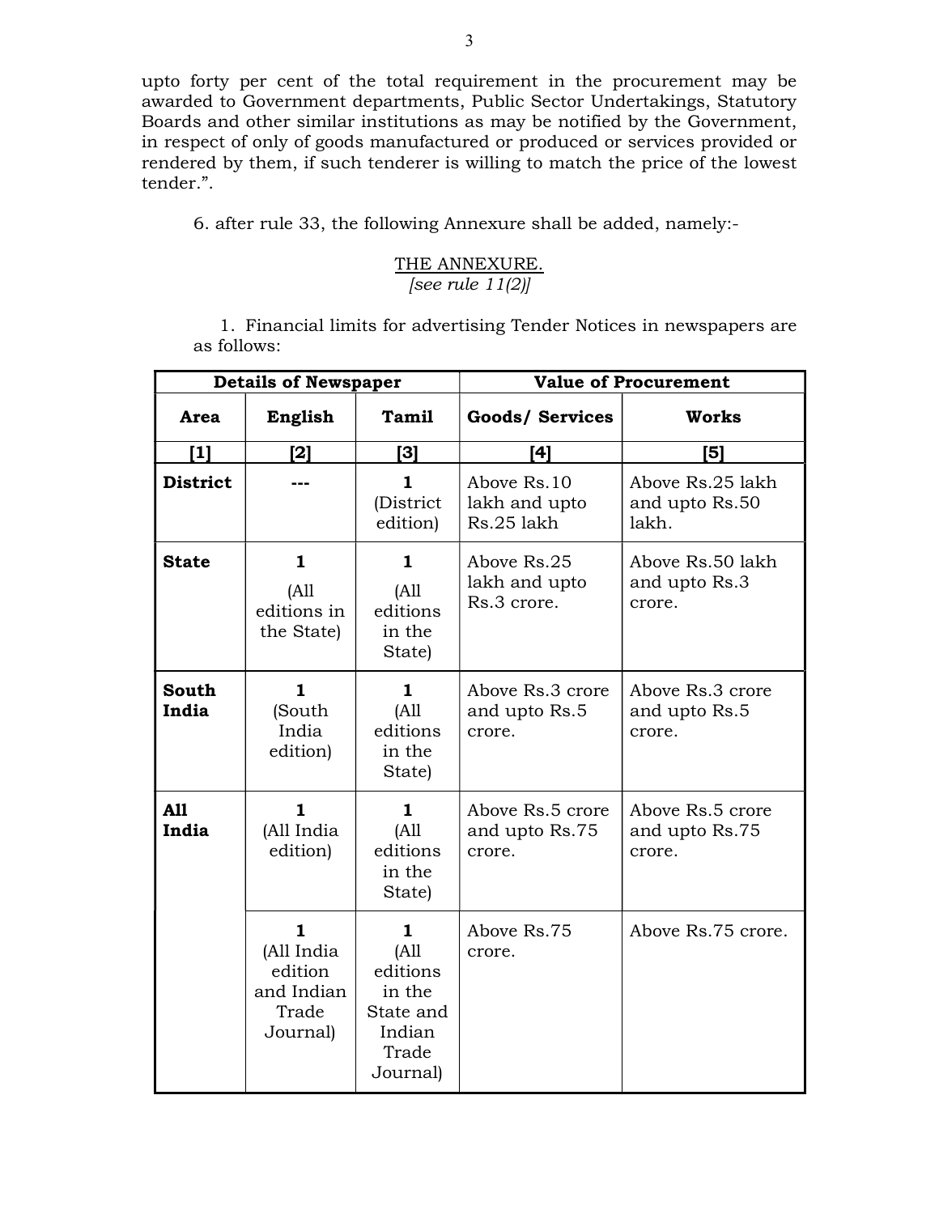upto forty per cent of the total requirement in the procurement may be awarded to Government departments, Public Sector Undertakings, Statutory Boards and other similar institutions as may be notified by the Government, in respect of only of goods manufactured or produced or services provided or rendered by them, if such tenderer is willing to match the price of the lowest tender.".

6. after rule 33, the following Annexure shall be added, namely:-

THE ANNEXURE.
*[see rule 11(2)]*

1. Financial limits for advertising Tender Notices in newspapers are as follows:

| **Details of Newspaper** | | | **Value of Procurement** | |
|---|---|---|---|---|
| **Area** | **English** | **Tamil** | **Goods/ Services** | **Works** |
| **[1]** | **[2]** | **[3]** | **[4]** | **[5]** |
| **District** | --- | **1** (District edition) | Above Rs.10 lakh and upto Rs.25 lakh | Above Rs.25 lakh and upto Rs.50 lakh. |
| **State** | **1** (All editions in the State) | **1** (All editions in the State) | Above Rs.25 lakh and upto Rs.3 crore. | Above Rs.50 lakh and upto Rs.3 crore. |
| **South India** | **1** (South India edition) | **1** (All editions in the State) | Above Rs.3 crore and upto Rs.5 crore. | Above Rs.3 crore and upto Rs.5 crore. |
| **All India** | **1** (All India edition) | **1** (All editions in the State) | Above Rs.5 crore and upto Rs.75 crore. | Above Rs.5 crore and upto Rs.75 crore. |
| | **1** (All India edition and Indian Trade Journal) | **1** (All editions in the State and Indian Trade Journal) | Above Rs.75 crore. | Above Rs.75 crore. |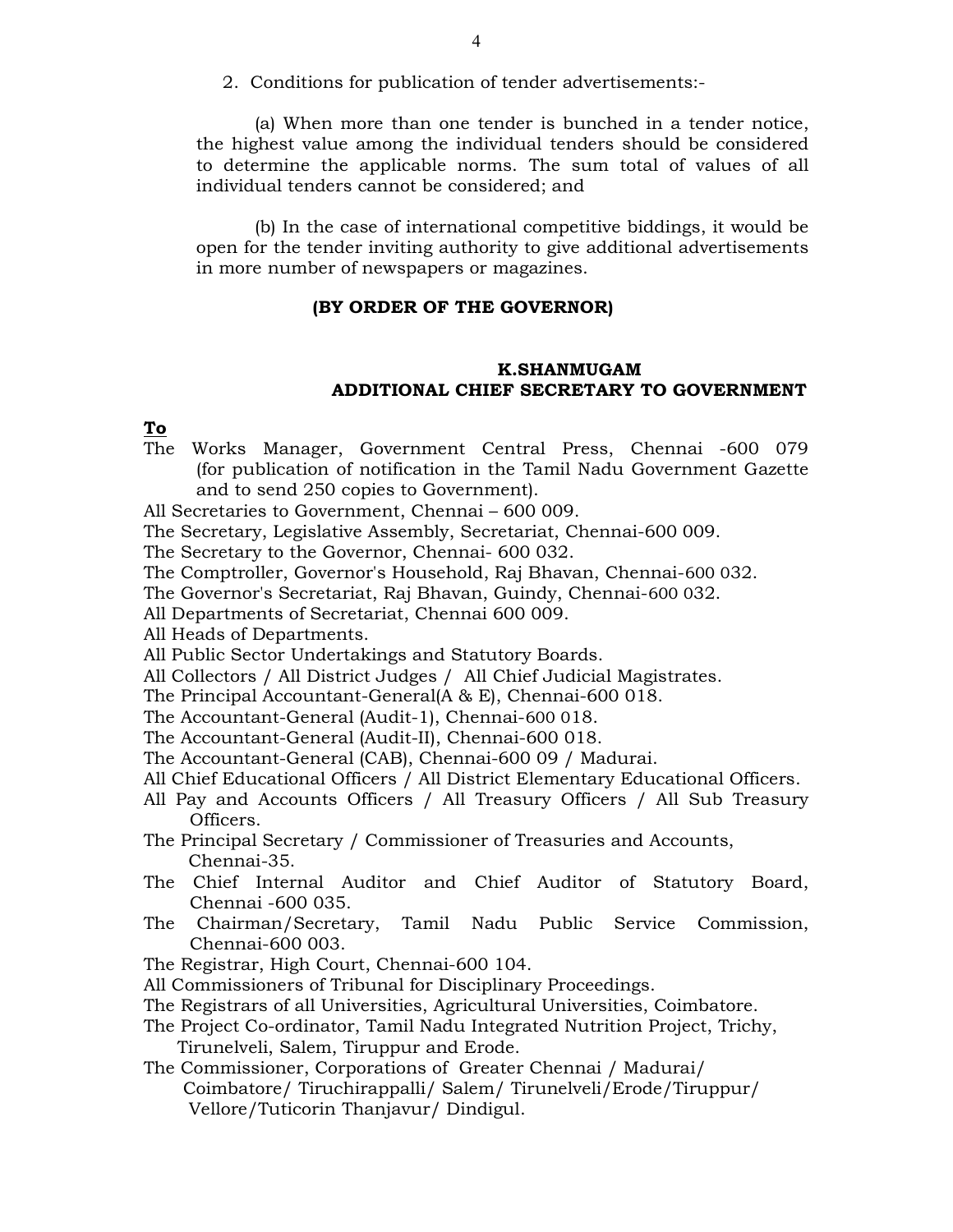2. Conditions for publication of tender advertisements:-

(a) When more than one tender is bunched in a tender notice, the highest value among the individual tenders should be considered to determine the applicable norms. The sum total of values of all individual tenders cannot be considered; and

(b) In the case of international competitive biddings, it would be open for the tender inviting authority to give additional advertisements in more number of newspapers or magazines.

**(BY ORDER OF THE GOVERNOR)**

**K.SHANMUGAM**
**ADDITIONAL CHIEF SECRETARY TO GOVERNMENT**

**To**

The Works Manager, Government Central Press, Chennai -600 079 (for publication of notification in the Tamil Nadu Government Gazette and to send 250 copies to Government).
All Secretaries to Government, Chennai – 600 009.
The Secretary, Legislative Assembly, Secretariat, Chennai-600 009.
The Secretary to the Governor, Chennai- 600 032.
The Comptroller, Governor's Household, Raj Bhavan, Chennai-600 032.
The Governor's Secretariat, Raj Bhavan, Guindy, Chennai-600 032.
All Departments of Secretariat, Chennai 600 009.
All Heads of Departments.
All Public Sector Undertakings and Statutory Boards.
All Collectors / All District Judges / All Chief Judicial Magistrates.
The Principal Accountant-General(A & E), Chennai-600 018.
The Accountant-General (Audit-1), Chennai-600 018.
The Accountant-General (Audit-II), Chennai-600 018.
The Accountant-General (CAB), Chennai-600 09 / Madurai.
All Chief Educational Officers / All District Elementary Educational Officers.
All Pay and Accounts Officers / All Treasury Officers / All Sub Treasury Officers.
The Principal Secretary / Commissioner of Treasuries and Accounts, Chennai-35.
The Chief Internal Auditor and Chief Auditor of Statutory Board, Chennai -600 035.
The Chairman/Secretary, Tamil Nadu Public Service Commission, Chennai-600 003.
The Registrar, High Court, Chennai-600 104.
All Commissioners of Tribunal for Disciplinary Proceedings.
The Registrars of all Universities, Agricultural Universities, Coimbatore.
The Project Co-ordinator, Tamil Nadu Integrated Nutrition Project, Trichy, Tirunelveli, Salem, Tiruppur and Erode.
The Commissioner, Corporations of Greater Chennai / Madurai/ Coimbatore/ Tiruchirappalli/ Salem/ Tirunelveli/Erode/Tiruppur/ Vellore/Tuticorin Thanjavur/ Dindigul.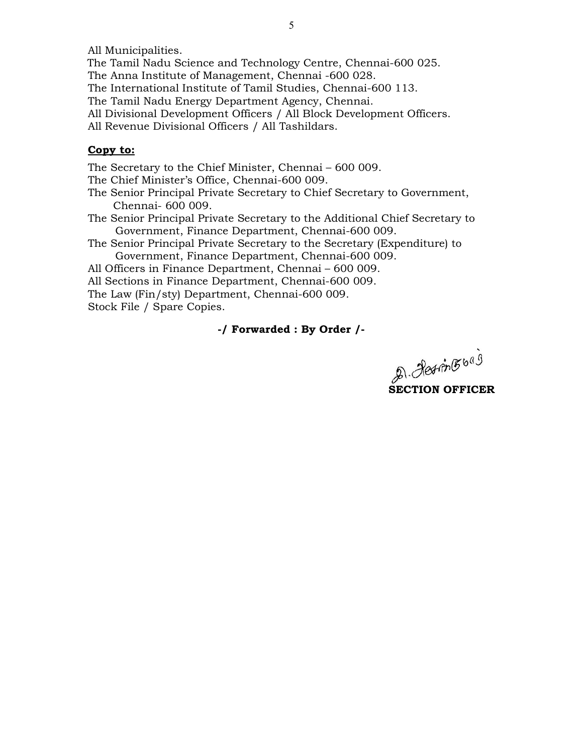All Municipalities.
The Tamil Nadu Science and Technology Centre, Chennai-600 025.
The Anna Institute of Management, Chennai -600 028.
The International Institute of Tamil Studies, Chennai-600 113.
The Tamil Nadu Energy Department Agency, Chennai.
All Divisional Development Officers / All Block Development Officers.
All Revenue Divisional Officers / All Tashildars.

**Copy to:**

The Secretary to the Chief Minister, Chennai – 600 009.
The Chief Minister's Office, Chennai-600 009.
The Senior Principal Private Secretary to Chief Secretary to Government, Chennai- 600 009.
The Senior Principal Private Secretary to the Additional Chief Secretary to Government, Finance Department, Chennai-600 009.
The Senior Principal Private Secretary to the Secretary (Expenditure) to Government, Finance Department, Chennai-600 009.
All Officers in Finance Department, Chennai – 600 009.
All Sections in Finance Department, Chennai-600 009.
The Law (Fin/sty) Department, Chennai-600 009.
Stock File / Spare Copies.

**-/ Forwarded : By Order /-**

**SECTION OFFICER**